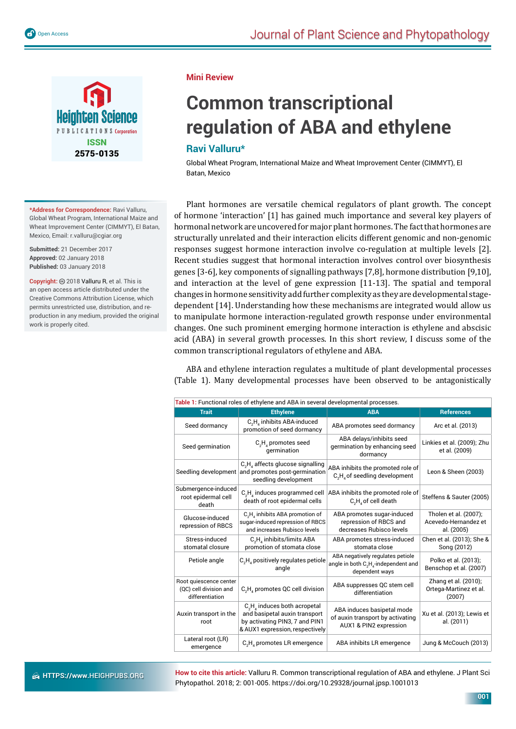Mini Review

# Common transcriptional regulation of ABA and ethylene

## Ravi Valluru*

Global Wheat Program, International Maize and Wheat Improvement Center (CIMMYT), El Batan, Mexico

**\*Address for Correspondence:** Ravi Valluru, Global Wheat Program, International Maize and Wheat Improvement Center (CIMMYT), El Batan, Mexico, Email: r.valluru@cgiar.org

**Submitted:** 21 December 2017
**Approved:** 02 January 2018
**Published:** 03 January 2018

**Copyright:** © 2018 Valluru R, et al. This is an open access article distributed under the Creative Commons Attribution License, which permits unrestricted use, distribution, and re-production in any medium, provided the original work is properly cited.

Plant hormones are versatile chemical regulators of plant growth. The concept of hormone 'interaction' [1] has gained much importance and several key players of hormonal network are uncovered for major plant hormones. The fact that hormones are structurally unrelated and their interaction elicits different genomic and non-genomic responses suggest hormone interaction involve co-regulation at multiple levels [2]. Recent studies suggest that hormonal interaction involves control over biosynthesis genes [3-6], key components of signalling pathways [7,8], hormone distribution [9,10], and interaction at the level of gene expression [11-13]. The spatial and temporal changes in hormone sensitivity add further complexity as they are developmental stage-dependent [14]. Understanding how these mechanisms are integrated would allow us to manipulate hormone interaction-regulated growth response under environmental changes. One such prominent emerging hormone interaction is ethylene and abscisic acid (ABA) in several growth processes. In this short review, I discuss some of the common transcriptional regulators of ethylene and ABA.

ABA and ethylene interaction regulates a multitude of plant developmental processes (Table 1). Many developmental processes have been observed to be antagonistically

**Table 1:** Functional roles of ethylene and ABA in several developmental processes.

| Trait | Ethylene | ABA | References |
|---|---|---|---|
| Seed dormancy | $C_2H_4$ inhibits ABA-induced promotion of seed dormancy | ABA promotes seed dormancy | Arc et al. (2013) |
| Seed germination | $C_2H_4$ promotes seed germination | ABA delays/inhibits seed germination by enhancing seed dormancy | Linkies et al. (2009); Zhu et al. (2009) |
| Seedling development | $C_2H_4$ affects glucose signalling and promotes post-germination seedling development | ABA inhibits the promoted role of $C_2H_4$ of seedling development | Leon & Sheen (2003) |
| Submergence-induced root epidermal cell death | $C_2H_4$ induces programmed cell death of root epidermal cells | ABA inhibits the promoted role of $C_2H_4$ of cell death | Steffens & Sauter (2005) |
| Glucose-induced repression of RBCS | $C_2H_4$ inhibits ABA promotion of sugar-induced repression of RBCS and increases Rubisco levels | ABA promotes sugar-induced repression of RBCS and decreases Rubisco levels | Tholen et al. (2007); Acevedo-Hernandez et al. (2005) |
| Stress-induced stomatal closure | $C_2H_4$ inhibits/limits ABA promotion of stomata close | ABA promotes stress-induced stomata close | Chen et al. (2013); She & Song (2012) |
| Petiole angle | $C_2H_4$ positively regulates petiole angle | ABA negatively regulates petiole angle in both $C_2H_4$-independent and dependent ways | Polko et al. (2013); Benschop et al. (2007) |
| Root quiescence center (QC) cell division and differentiation | $C_2H_4$ promotes QC cell division | ABA suppresses QC stem cell differentiation | Zhang et al. (2010); Ortega-Martinez et al. (2007) |
| Auxin transport in the root | $C_2H_4$ induces both acropetal and basipetal auxin transport by activating PIN3, 7 and PIN1 & AUX1 expression, respectively | ABA induces basipetal mode of auxin transport by activating AUX1 & PIN2 expression | Xu et al. (2013); Lewis et al. (2011) |
| Lateral root (LR) emergence | $C_2H_4$ promotes LR emergence | ABA inhibits LR emergence | Jung & McCouch (2013) |

**How to cite this article:** Valluru R. Common transcriptional regulation of ABA and ethylene. J Plant Sci Phytopathol. 2018; 2: 001-005. https://doi.org/10.29328/journal.jpsp.1001013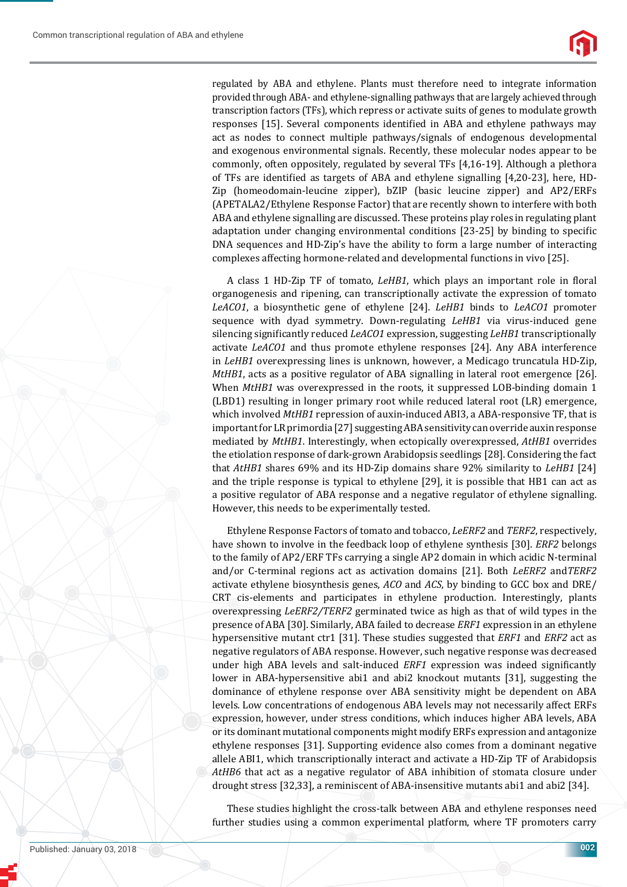regulated by ABA and ethylene. Plants must therefore need to integrate information provided through ABA- and ethylene-signalling pathways that are largely achieved through transcription factors (TFs), which repress or activate suits of genes to modulate growth responses [15]. Several components identified in ABA and ethylene pathways may act as nodes to connect multiple pathways/signals of endogenous developmental and exogenous environmental signals. Recently, these molecular nodes appear to be commonly, often oppositely, regulated by several TFs [4,16-19]. Although a plethora of TFs are identified as targets of ABA and ethylene signalling [4,20-23], here, HD-Zip (homeodomain-leucine zipper), bZIP (basic leucine zipper) and AP2/ERFs (APETALA2/Ethylene Response Factor) that are recently shown to interfere with both ABA and ethylene signalling are discussed. These proteins play roles in regulating plant adaptation under changing environmental conditions [23-25] by binding to specific DNA sequences and HD-Zip's have the ability to form a large number of interacting complexes affecting hormone-related and developmental functions in vivo [25].

A class 1 HD-Zip TF of tomato, *LeHB1*, which plays an important role in floral organogenesis and ripening, can transcriptionally activate the expression of tomato *LeACO1*, a biosynthetic gene of ethylene [24]. *LeHB1* binds to *LeACO1* promoter sequence with dyad symmetry. Down-regulating *LeHB1* via virus-induced gene silencing significantly reduced *LeACO1* expression, suggesting *LeHB1* transcriptionally activate *LeACO1* and thus promote ethylene responses [24]. Any ABA interference in *LeHB1* overexpressing lines is unknown, however, a Medicago truncatula HD-Zip, *MtHB1*, acts as a positive regulator of ABA signalling in lateral root emergence [26]. When *MtHB1* was overexpressed in the roots, it suppressed LOB-binding domain 1 (LBD1) resulting in longer primary root while reduced lateral root (LR) emergence, which involved *MtHB1* repression of auxin-induced ABI3, a ABA-responsive TF, that is important for LR primordia [27] suggesting ABA sensitivity can override auxin response mediated by *MtHB1*. Interestingly, when ectopically overexpressed, *AtHB1* overrides the etiolation response of dark-grown Arabidopsis seedlings [28]. Considering the fact that *AtHB1* shares 69% and its HD-Zip domains share 92% similarity to *LeHB1* [24] and the triple response is typical to ethylene [29], it is possible that HB1 can act as a positive regulator of ABA response and a negative regulator of ethylene signalling. However, this needs to be experimentally tested.

Ethylene Response Factors of tomato and tobacco, *LeERF2* and *TERF2*, respectively, have shown to involve in the feedback loop of ethylene synthesis [30]. *ERF2* belongs to the family of AP2/ERF TFs carrying a single AP2 domain in which acidic N-terminal and/or C-terminal regions act as activation domains [21]. Both *LeERF2* and *TERF2* activate ethylene biosynthesis genes, *ACO* and *ACS*, by binding to GCC box and DRE/CRT cis-elements and participates in ethylene production. Interestingly, plants overexpressing *LeERF2/TERF2* germinated twice as high as that of wild types in the presence of ABA [30]. Similarly, ABA failed to decrease *ERF1* expression in an ethylene hypersensitive mutant ctr1 [31]. These studies suggested that *ERF1* and *ERF2* act as negative regulators of ABA response. However, such negative response was decreased under high ABA levels and salt-induced *ERF1* expression was indeed significantly lower in ABA-hypersensitive abi1 and abi2 knockout mutants [31], suggesting the dominance of ethylene response over ABA sensitivity might be dependent on ABA levels. Low concentrations of endogenous ABA levels may not necessarily affect ERFs expression, however, under stress conditions, which induces higher ABA levels, ABA or its dominant mutational components might modify ERFs expression and antagonize ethylene responses [31]. Supporting evidence also comes from a dominant negative allele ABI1, which transcriptionally interact and activate a HD-Zip TF of Arabidopsis *AtHB6* that act as a negative regulator of ABA inhibition of stomata closure under drought stress [32,33], a reminiscent of ABA-insensitive mutants abi1 and abi2 [34].

These studies highlight the cross-talk between ABA and ethylene responses need further studies using a common experimental platform, where TF promoters carry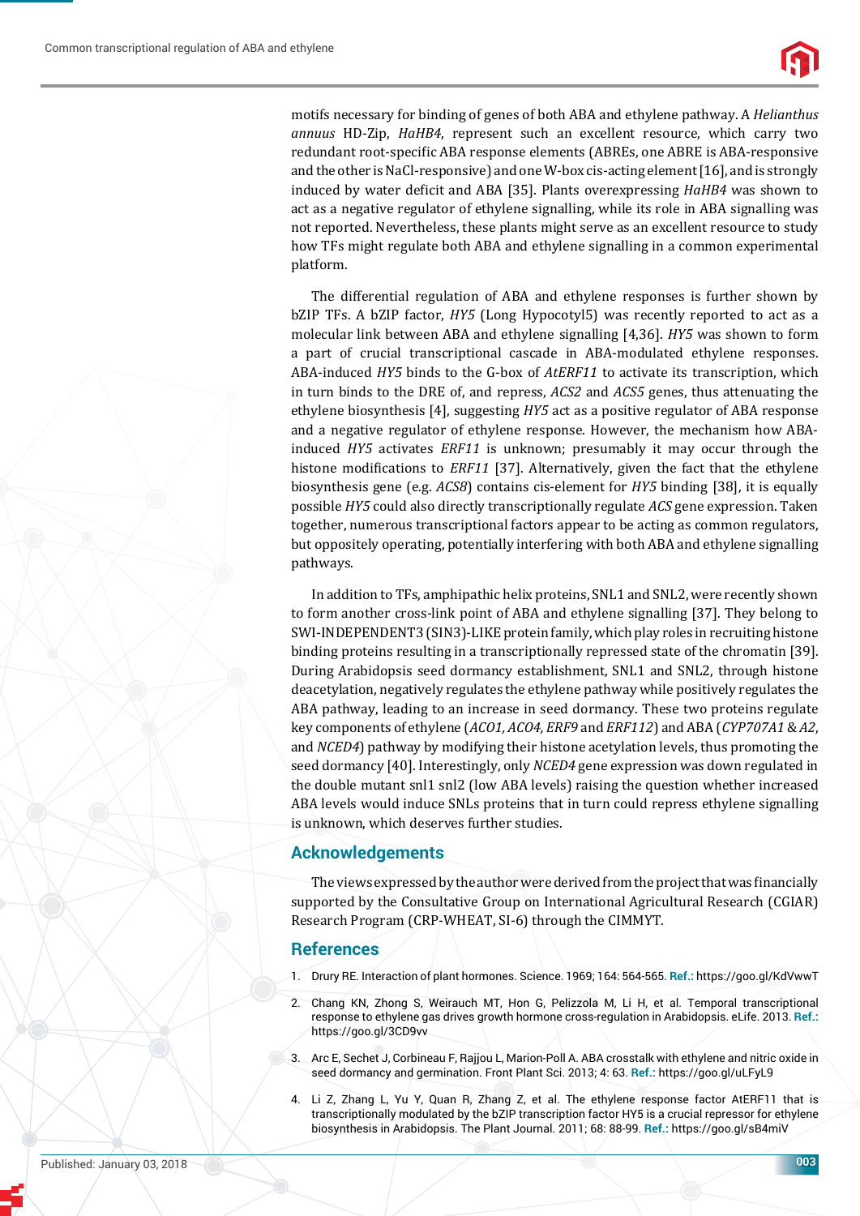motifs necessary for binding of genes of both ABA and ethylene pathway. A *Helianthus annuus* HD-Zip, *HaHB4*, represent such an excellent resource, which carry two redundant root-specific ABA response elements (ABREs, one ABRE is ABA-responsive and the other is NaCl-responsive) and one W-box cis-acting element [16], and is strongly induced by water deficit and ABA [35]. Plants overexpressing *HaHB4* was shown to act as a negative regulator of ethylene signalling, while its role in ABA signalling was not reported. Nevertheless, these plants might serve as an excellent resource to study how TFs might regulate both ABA and ethylene signalling in a common experimental platform.

The differential regulation of ABA and ethylene responses is further shown by bZIP TFs. A bZIP factor, *HY5* (Long Hypocotyl5) was recently reported to act as a molecular link between ABA and ethylene signalling [4,36]. *HY5* was shown to form a part of crucial transcriptional cascade in ABA-modulated ethylene responses. ABA-induced *HY5* binds to the G-box of *AtERF11* to activate its transcription, which in turn binds to the DRE of, and repress, *ACS2* and *ACS5* genes, thus attenuating the ethylene biosynthesis [4], suggesting *HY5* act as a positive regulator of ABA response and a negative regulator of ethylene response. However, the mechanism how ABA-induced *HY5* activates *ERF11* is unknown; presumably it may occur through the histone modifications to *ERF11* [37]. Alternatively, given the fact that the ethylene biosynthesis gene (e.g. *ACS8*) contains cis-element for *HY5* binding [38], it is equally possible *HY5* could also directly transcriptionally regulate *ACS* gene expression. Taken together, numerous transcriptional factors appear to be acting as common regulators, but oppositely operating, potentially interfering with both ABA and ethylene signalling pathways.

In addition to TFs, amphipathic helix proteins, SNL1 and SNL2, were recently shown to form another cross-link point of ABA and ethylene signalling [37]. They belong to SWI-INDEPENDENT3 (SIN3)-LIKE protein family, which play roles in recruiting histone binding proteins resulting in a transcriptionally repressed state of the chromatin [39]. During Arabidopsis seed dormancy establishment, SNL1 and SNL2, through histone deacetylation, negatively regulates the ethylene pathway while positively regulates the ABA pathway, leading to an increase in seed dormancy. These two proteins regulate key components of ethylene (*ACO1, ACO4, ERF9* and *ERF112*) and ABA (*CYP707A1* & *A2*, and *NCED4*) pathway by modifying their histone acetylation levels, thus promoting the seed dormancy [40]. Interestingly, only *NCED4* gene expression was down regulated in the double mutant snl1 snl2 (low ABA levels) raising the question whether increased ABA levels would induce SNLs proteins that in turn could repress ethylene signalling is unknown, which deserves further studies.

## Acknowledgements

The views expressed by the author were derived from the project that was financially supported by the Consultative Group on International Agricultural Research (CGIAR) Research Program (CRP-WHEAT, SI-6) through the CIMMYT.

## References

1. Drury RE. Interaction of plant hormones. Science. 1969; 164: 564-565. **Ref.:** https://goo.gl/KdVwwT
2. Chang KN, Zhong S, Weirauch MT, Hon G, Pelizzola M, Li H, et al. Temporal transcriptional response to ethylene gas drives growth hormone cross-regulation in Arabidopsis. eLife. 2013. **Ref.:** https://goo.gl/3CD9vv
3. Arc E, Sechet J, Corbineau F, Rajjou L, Marion-Poll A. ABA crosstalk with ethylene and nitric oxide in seed dormancy and germination. Front Plant Sci. 2013; 4: 63. **Ref.:** https://goo.gl/uLFyL9
4. Li Z, Zhang L, Yu Y, Quan R, Zhang Z, et al. The ethylene response factor AtERF11 that is transcriptionally modulated by the bZIP transcription factor HY5 is a crucial repressor for ethylene biosynthesis in Arabidopsis. The Plant Journal. 2011; 68: 88-99. **Ref.:** https://goo.gl/sB4miV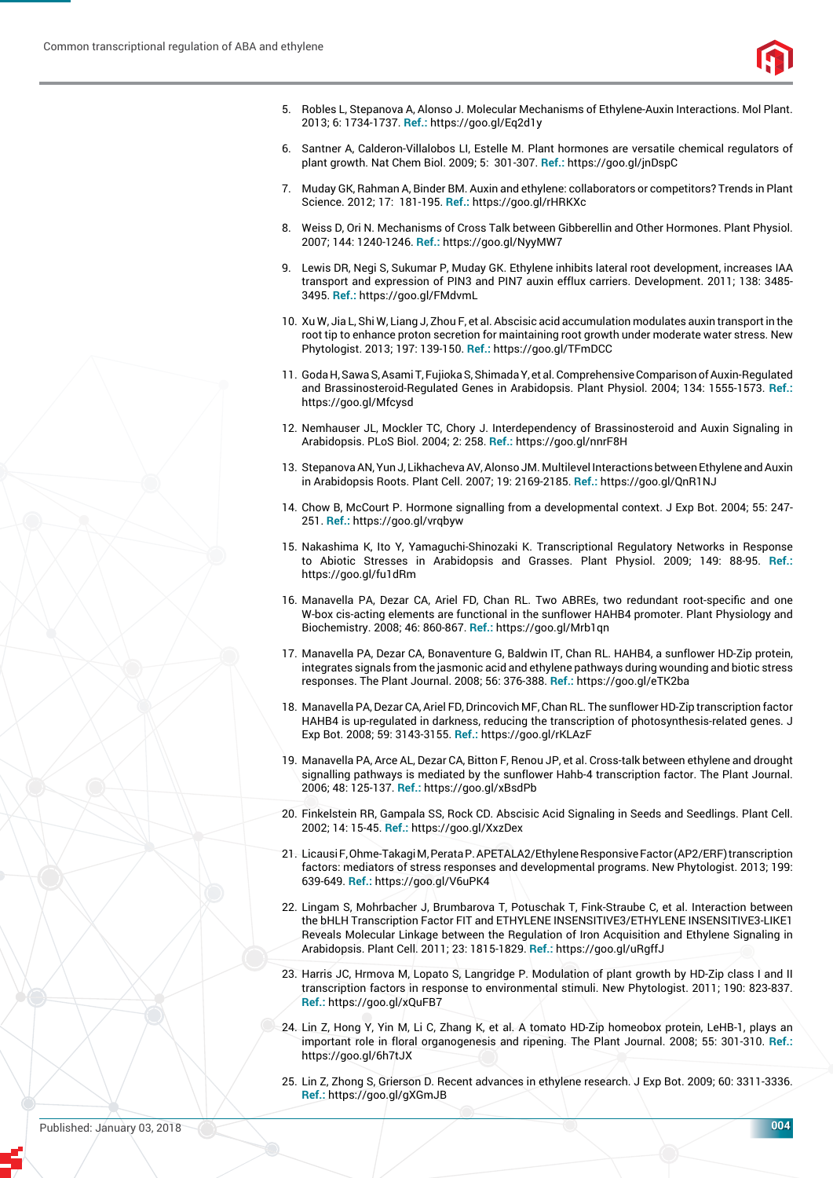5. Robles L, Stepanova A, Alonso J. Molecular Mechanisms of Ethylene-Auxin Interactions. Mol Plant. 2013; 6: 1734-1737. **Ref.:** https://goo.gl/Eq2d1y

6. Santner A, Calderon-Villalobos LI, Estelle M. Plant hormones are versatile chemical regulators of plant growth. Nat Chem Biol. 2009; 5: 301-307. **Ref.:** https://goo.gl/jnDspC

7. Muday GK, Rahman A, Binder BM. Auxin and ethylene: collaborators or competitors? Trends in Plant Science. 2012; 17: 181-195. **Ref.:** https://goo.gl/rHRKXc

8. Weiss D, Ori N. Mechanisms of Cross Talk between Gibberellin and Other Hormones. Plant Physiol. 2007; 144: 1240-1246. **Ref.:** https://goo.gl/NyyMW7

9. Lewis DR, Negi S, Sukumar P, Muday GK. Ethylene inhibits lateral root development, increases IAA transport and expression of PIN3 and PIN7 auxin efflux carriers. Development. 2011; 138: 3485-3495. **Ref.:** https://goo.gl/FMdvmL

10. Xu W, Jia L, Shi W, Liang J, Zhou F, et al. Abscisic acid accumulation modulates auxin transport in the root tip to enhance proton secretion for maintaining root growth under moderate water stress. New Phytologist. 2013; 197: 139-150. **Ref.:** https://goo.gl/TFmDCC

11. Goda H, Sawa S, Asami T, Fujioka S, Shimada Y, et al. Comprehensive Comparison of Auxin-Regulated and Brassinosteroid-Regulated Genes in Arabidopsis. Plant Physiol. 2004; 134: 1555-1573. **Ref.:** https://goo.gl/Mfcysd

12. Nemhauser JL, Mockler TC, Chory J. Interdependency of Brassinosteroid and Auxin Signaling in Arabidopsis. PLoS Biol. 2004; 2: 258. **Ref.:** https://goo.gl/nnrF8H

13. Stepanova AN, Yun J, Likhacheva AV, Alonso JM. Multilevel Interactions between Ethylene and Auxin in Arabidopsis Roots. Plant Cell. 2007; 19: 2169-2185. **Ref.:** https://goo.gl/QnR1NJ

14. Chow B, McCourt P. Hormone signalling from a developmental context. J Exp Bot. 2004; 55: 247-251. **Ref.:** https://goo.gl/vrqbyw

15. Nakashima K, Ito Y, Yamaguchi-Shinozaki K. Transcriptional Regulatory Networks in Response to Abiotic Stresses in Arabidopsis and Grasses. Plant Physiol. 2009; 149: 88-95. **Ref.:** https://goo.gl/fu1dRm

16. Manavella PA, Dezar CA, Ariel FD, Chan RL. Two ABREs, two redundant root-specific and one W-box cis-acting elements are functional in the sunflower HAHB4 promoter. Plant Physiology and Biochemistry. 2008; 46: 860-867. **Ref.:** https://goo.gl/Mrb1qn

17. Manavella PA, Dezar CA, Bonaventure G, Baldwin IT, Chan RL. HAHB4, a sunflower HD-Zip protein, integrates signals from the jasmonic acid and ethylene pathways during wounding and biotic stress responses. The Plant Journal. 2008; 56: 376-388. **Ref.:** https://goo.gl/eTK2ba

18. Manavella PA, Dezar CA, Ariel FD, Drincovich MF, Chan RL. The sunflower HD-Zip transcription factor HAHB4 is up-regulated in darkness, reducing the transcription of photosynthesis-related genes. J Exp Bot. 2008; 59: 3143-3155. **Ref.:** https://goo.gl/rKLAzF

19. Manavella PA, Arce AL, Dezar CA, Bitton F, Renou JP, et al. Cross-talk between ethylene and drought signalling pathways is mediated by the sunflower Hahb-4 transcription factor. The Plant Journal. 2006; 48: 125-137. **Ref.:** https://goo.gl/xBsdPb

20. Finkelstein RR, Gampala SS, Rock CD. Abscisic Acid Signaling in Seeds and Seedlings. Plant Cell. 2002; 14: 15-45. **Ref.:** https://goo.gl/XxzDex

21. Licausi F, Ohme-Takagi M, Perata P. APETALA2/Ethylene Responsive Factor (AP2/ERF) transcription factors: mediators of stress responses and developmental programs. New Phytologist. 2013; 199: 639-649. **Ref.:** https://goo.gl/V6uPK4

22. Lingam S, Mohrbacher J, Brumbarova T, Potuschak T, Fink-Straube C, et al. Interaction between the bHLH Transcription Factor FIT and ETHYLENE INSENSITIVE3/ETHYLENE INSENSITIVE3-LIKE1 Reveals Molecular Linkage between the Regulation of Iron Acquisition and Ethylene Signaling in Arabidopsis. Plant Cell. 2011; 23: 1815-1829. **Ref.:** https://goo.gl/uRgffJ

23. Harris JC, Hrmova M, Lopato S, Langridge P. Modulation of plant growth by HD-Zip class I and II transcription factors in response to environmental stimuli. New Phytologist. 2011; 190: 823-837. **Ref.:** https://goo.gl/xQuFB7

24. Lin Z, Hong Y, Yin M, Li C, Zhang K, et al. A tomato HD-Zip homeobox protein, LeHB-1, plays an important role in floral organogenesis and ripening. The Plant Journal. 2008; 55: 301-310. **Ref.:** https://goo.gl/6h7tJX

25. Lin Z, Zhong S, Grierson D. Recent advances in ethylene research. J Exp Bot. 2009; 60: 3311-3336. **Ref.:** https://goo.gl/gXGmJB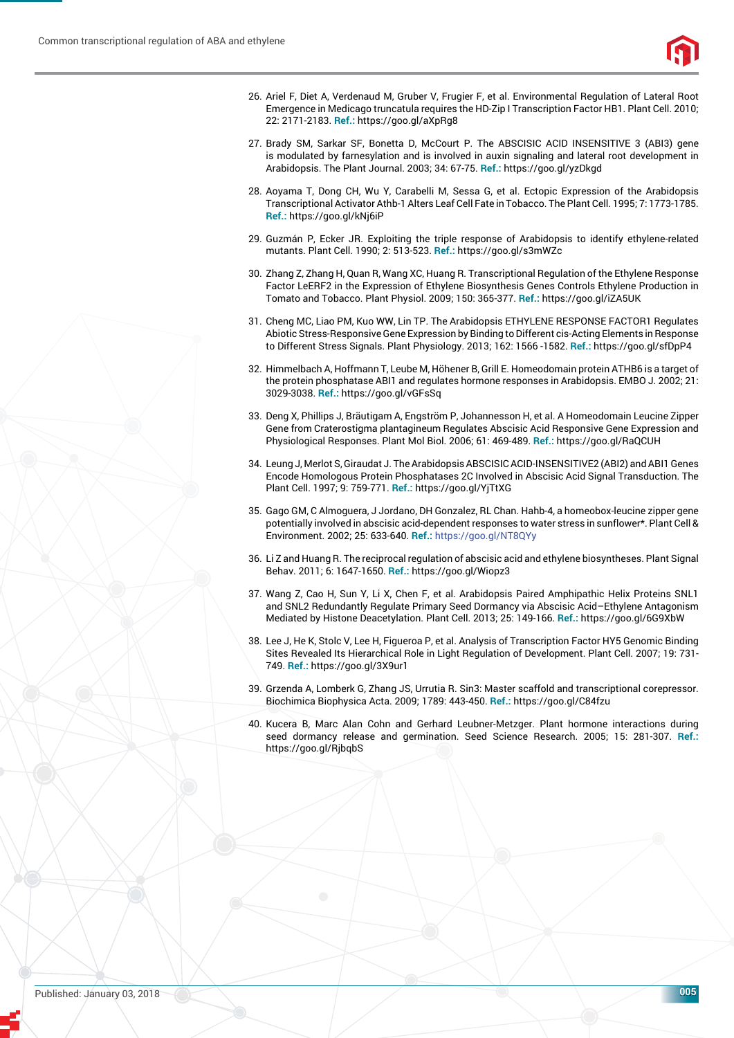26. Ariel F, Diet A, Verdenaud M, Gruber V, Frugier F, et al. Environmental Regulation of Lateral Root Emergence in Medicago truncatula requires the HD-Zip I Transcription Factor HB1. Plant Cell. 2010; 22: 2171-2183. **Ref.:** https://goo.gl/aXpRg8

27. Brady SM, Sarkar SF, Bonetta D, McCourt P. The ABSCISIC ACID INSENSITIVE 3 (ABI3) gene is modulated by farnesylation and is involved in auxin signaling and lateral root development in Arabidopsis. The Plant Journal. 2003; 34: 67-75. **Ref.:** https://goo.gl/yzDkgd

28. Aoyama T, Dong CH, Wu Y, Carabelli M, Sessa G, et al. Ectopic Expression of the Arabidopsis Transcriptional Activator Athb-1 Alters Leaf Cell Fate in Tobacco. The Plant Cell. 1995; 7: 1773-1785. **Ref.:** https://goo.gl/kNj6iP

29. Guzmán P, Ecker JR. Exploiting the triple response of Arabidopsis to identify ethylene-related mutants. Plant Cell. 1990; 2: 513-523. **Ref.:** https://goo.gl/s3mWZc

30. Zhang Z, Zhang H, Quan R, Wang XC, Huang R. Transcriptional Regulation of the Ethylene Response Factor LeERF2 in the Expression of Ethylene Biosynthesis Genes Controls Ethylene Production in Tomato and Tobacco. Plant Physiol. 2009; 150: 365-377. **Ref.:** https://goo.gl/iZA5UK

31. Cheng MC, Liao PM, Kuo WW, Lin TP. The Arabidopsis ETHYLENE RESPONSE FACTOR1 Regulates Abiotic Stress-Responsive Gene Expression by Binding to Different cis-Acting Elements in Response to Different Stress Signals. Plant Physiology. 2013; 162: 1566 -1582. **Ref.:** https://goo.gl/sfDpP4

32. Himmelbach A, Hoffmann T, Leube M, Höhener B, Grill E. Homeodomain protein ATHB6 is a target of the protein phosphatase ABI1 and regulates hormone responses in Arabidopsis. EMBO J. 2002; 21: 3029-3038. **Ref.:** https://goo.gl/vGFsSq

33. Deng X, Phillips J, Bräutigam A, Engström P, Johannesson H, et al. A Homeodomain Leucine Zipper Gene from Craterostigma plantagineum Regulates Abscisic Acid Responsive Gene Expression and Physiological Responses. Plant Mol Biol. 2006; 61: 469-489. **Ref.:** https://goo.gl/RaQCUH

34. Leung J, Merlot S, Giraudat J. The Arabidopsis ABSCISIC ACID-INSENSITIVE2 (ABI2) and ABI1 Genes Encode Homologous Protein Phosphatases 2C Involved in Abscisic Acid Signal Transduction. The Plant Cell. 1997; 9: 759-771. **Ref.:** https://goo.gl/YjTtXG

35. Gago GM, C Almoguera, J Jordano, DH Gonzalez, RL Chan. Hahb-4, a homeobox-leucine zipper gene potentially involved in abscisic acid-dependent responses to water stress in sunflower*. Plant Cell & Environment. 2002; 25: 633-640. **Ref.:** https://goo.gl/NT8QYy

36. Li Z and Huang R. The reciprocal regulation of abscisic acid and ethylene biosyntheses. Plant Signal Behav. 2011; 6: 1647-1650. **Ref.:** https://goo.gl/Wiopz3

37. Wang Z, Cao H, Sun Y, Li X, Chen F, et al. Arabidopsis Paired Amphipathic Helix Proteins SNL1 and SNL2 Redundantly Regulate Primary Seed Dormancy via Abscisic Acid–Ethylene Antagonism Mediated by Histone Deacetylation. Plant Cell. 2013; 25: 149-166. **Ref.:** https://goo.gl/6G9XbW

38. Lee J, He K, Stolc V, Lee H, Figueroa P, et al. Analysis of Transcription Factor HY5 Genomic Binding Sites Revealed Its Hierarchical Role in Light Regulation of Development. Plant Cell. 2007; 19: 731-749. **Ref.:** https://goo.gl/3X9ur1

39. Grzenda A, Lomberk G, Zhang JS, Urrutia R. Sin3: Master scaffold and transcriptional corepressor. Biochimica Biophysica Acta. 2009; 1789: 443-450. **Ref.:** https://goo.gl/C84fzu

40. Kucera B, Marc Alan Cohn and Gerhard Leubner-Metzger. Plant hormone interactions during seed dormancy release and germination. Seed Science Research. 2005; 15: 281-307. **Ref.:** https://goo.gl/RjbqbS